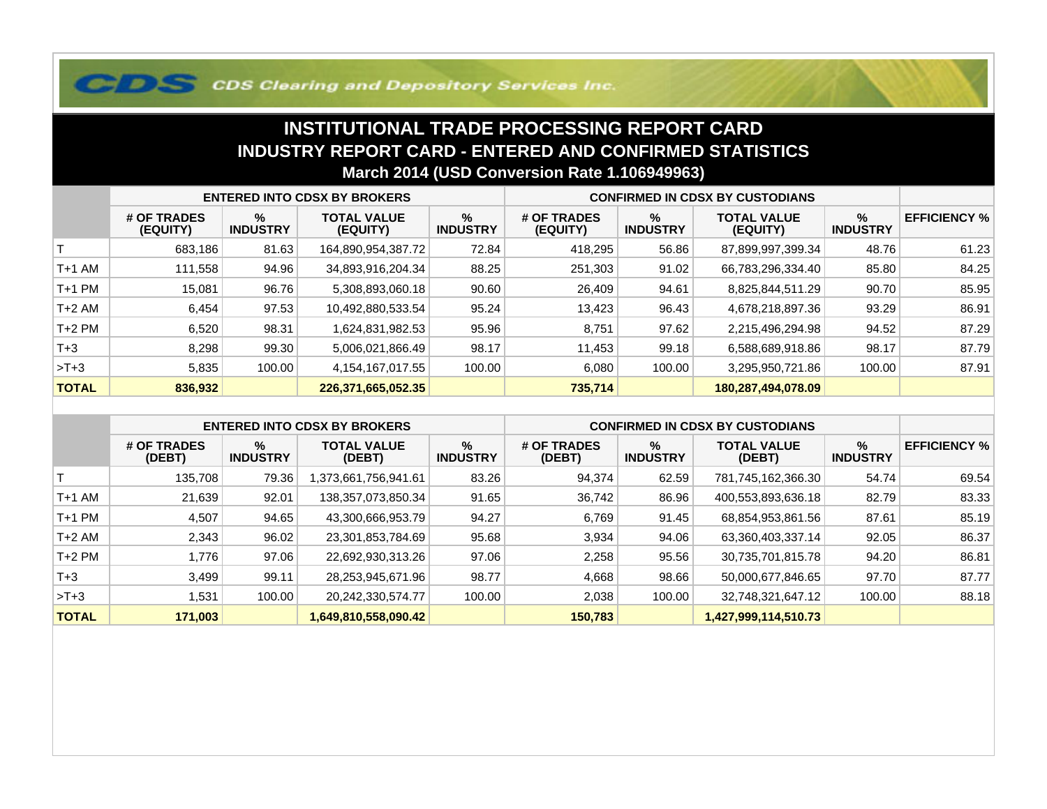CDS Clearing and Depository Services Inc.

# INSTITUTIONAL TRADE PROCESSING REPORT CARD

## INDUSTRY REPORT CARD - ENTERED AND CONFIRMED STATISTICS

### March 2014 (USD Conversion Rate 1.106949963)

| | ENTERED INTO CDSX BY BROKERS | | | | CONFIRMED IN CDSX BY CUSTODIANS | | | | |
|---|---|---|---|---|---|---|---|---|---|
| | # OF TRADES (EQUITY) | % INDUSTRY | TOTAL VALUE (EQUITY) | % INDUSTRY | # OF TRADES (EQUITY) | % INDUSTRY | TOTAL VALUE (EQUITY) | % INDUSTRY | EFFICIENCY % |
| T | 683,186 | 81.63 | 164,890,954,387.72 | 72.84 | 418,295 | 56.86 | 87,899,997,399.34 | 48.76 | 61.23 |
| T+1 AM | 111,558 | 94.96 | 34,893,916,204.34 | 88.25 | 251,303 | 91.02 | 66,783,296,334.40 | 85.80 | 84.25 |
| T+1 PM | 15,081 | 96.76 | 5,308,893,060.18 | 90.60 | 26,409 | 94.61 | 8,825,844,511.29 | 90.70 | 85.95 |
| T+2 AM | 6,454 | 97.53 | 10,492,880,533.54 | 95.24 | 13,423 | 96.43 | 4,678,218,897.36 | 93.29 | 86.91 |
| T+2 PM | 6,520 | 98.31 | 1,624,831,982.53 | 95.96 | 8,751 | 97.62 | 2,215,496,294.98 | 94.52 | 87.29 |
| T+3 | 8,298 | 99.30 | 5,006,021,866.49 | 98.17 | 11,453 | 99.18 | 6,588,689,918.86 | 98.17 | 87.79 |
| >T+3 | 5,835 | 100.00 | 4,154,167,017.55 | 100.00 | 6,080 | 100.00 | 3,295,950,721.86 | 100.00 | 87.91 |
| **TOTAL** | **836,932** | | **226,371,665,052.35** | | **735,714** | | **180,287,494,078.09** | | |

| | ENTERED INTO CDSX BY BROKERS | | | | CONFIRMED IN CDSX BY CUSTODIANS | | | | |
|---|---|---|---|---|---|---|---|---|---|
| | # OF TRADES (DEBT) | % INDUSTRY | TOTAL VALUE (DEBT) | % INDUSTRY | # OF TRADES (DEBT) | % INDUSTRY | TOTAL VALUE (DEBT) | % INDUSTRY | EFFICIENCY % |
| T | 135,708 | 79.36 | 1,373,661,756,941.61 | 83.26 | 94,374 | 62.59 | 781,745,162,366.30 | 54.74 | 69.54 |
| T+1 AM | 21,639 | 92.01 | 138,357,073,850.34 | 91.65 | 36,742 | 86.96 | 400,553,893,636.18 | 82.79 | 83.33 |
| T+1 PM | 4,507 | 94.65 | 43,300,666,953.79 | 94.27 | 6,769 | 91.45 | 68,854,953,861.56 | 87.61 | 85.19 |
| T+2 AM | 2,343 | 96.02 | 23,301,853,784.69 | 95.68 | 3,934 | 94.06 | 63,360,403,337.14 | 92.05 | 86.37 |
| T+2 PM | 1,776 | 97.06 | 22,692,930,313.26 | 97.06 | 2,258 | 95.56 | 30,735,701,815.78 | 94.20 | 86.81 |
| T+3 | 3,499 | 99.11 | 28,253,945,671.96 | 98.77 | 4,668 | 98.66 | 50,000,677,846.65 | 97.70 | 87.77 |
| >T+3 | 1,531 | 100.00 | 20,242,330,574.77 | 100.00 | 2,038 | 100.00 | 32,748,321,647.12 | 100.00 | 88.18 |
| **TOTAL** | **171,003** | | **1,649,810,558,090.42** | | **150,783** | | **1,427,999,114,510.73** | | |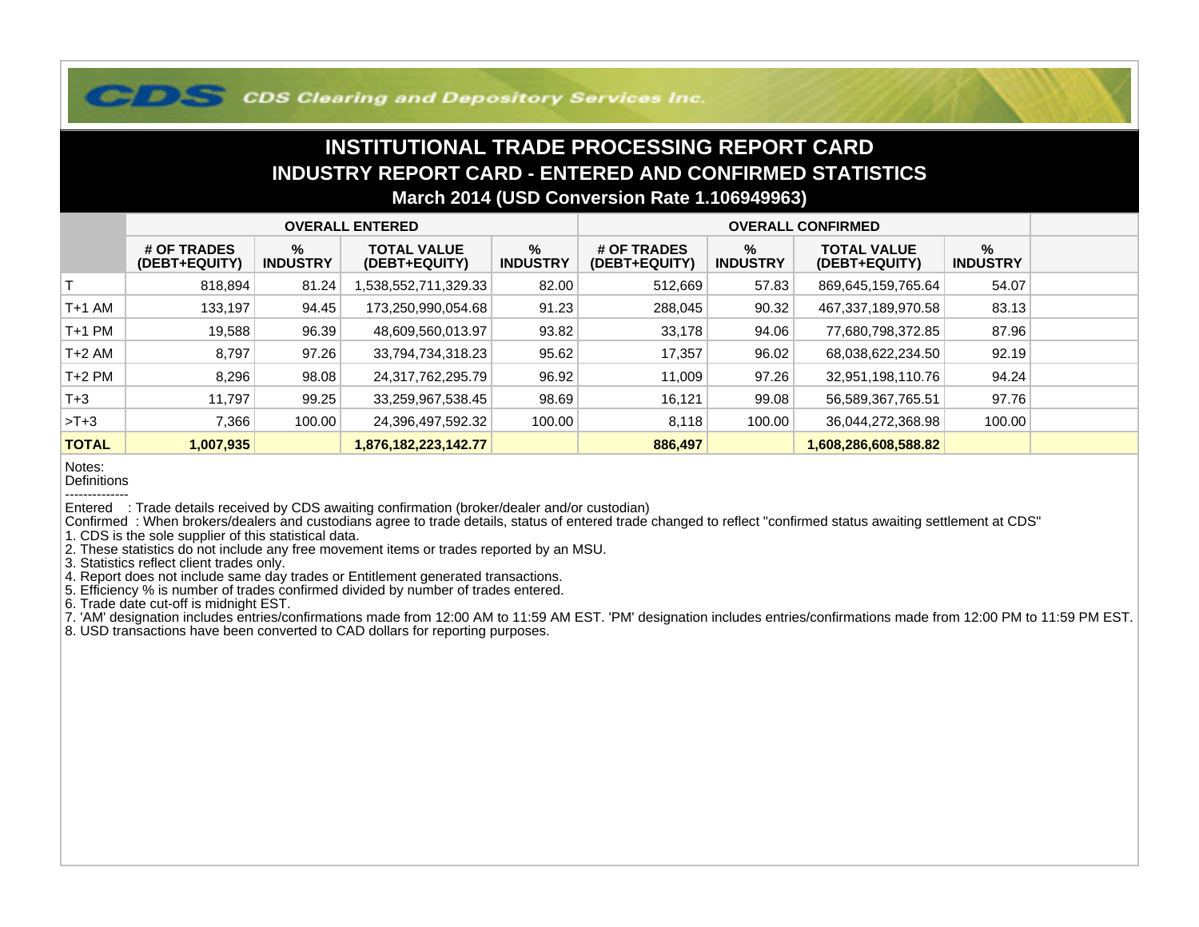CDS Clearing and Depository Services Inc.

# INSTITUTIONAL TRADE PROCESSING REPORT CARD

## INDUSTRY REPORT CARD - ENTERED AND CONFIRMED STATISTICS

### March 2014 (USD Conversion Rate 1.106949963)

| | OVERALL ENTERED | | | | OVERALL CONFIRMED | | | | |
|---|---|---|---|---|---|---|---|---|---|
| | # OF TRADES (DEBT+EQUITY) | % INDUSTRY | TOTAL VALUE (DEBT+EQUITY) | % INDUSTRY | # OF TRADES (DEBT+EQUITY) | % INDUSTRY | TOTAL VALUE (DEBT+EQUITY) | % INDUSTRY | |
| T | 818,894 | 81.24 | 1,538,552,711,329.33 | 82.00 | 512,669 | 57.83 | 869,645,159,765.64 | 54.07 | |
| T+1 AM | 133,197 | 94.45 | 173,250,990,054.68 | 91.23 | 288,045 | 90.32 | 467,337,189,970.58 | 83.13 | |
| T+1 PM | 19,588 | 96.39 | 48,609,560,013.97 | 93.82 | 33,178 | 94.06 | 77,680,798,372.85 | 87.96 | |
| T+2 AM | 8,797 | 97.26 | 33,794,734,318.23 | 95.62 | 17,357 | 96.02 | 68,038,622,234.50 | 92.19 | |
| T+2 PM | 8,296 | 98.08 | 24,317,762,295.79 | 96.92 | 11,009 | 97.26 | 32,951,198,110.76 | 94.24 | |
| T+3 | 11,797 | 99.25 | 33,259,967,538.45 | 98.69 | 16,121 | 99.08 | 56,589,367,765.51 | 97.76 | |
| >T+3 | 7,366 | 100.00 | 24,396,497,592.32 | 100.00 | 8,118 | 100.00 | 36,044,272,368.98 | 100.00 | |
| **TOTAL** | **1,007,935** | | **1,876,182,223,142.77** | | **886,497** | | **1,608,286,608,588.82** | | |

Notes:
Definitions
--------------
Entered : Trade details received by CDS awaiting confirmation (broker/dealer and/or custodian)
Confirmed : When brokers/dealers and custodians agree to trade details, status of entered trade changed to reflect "confirmed status awaiting settlement at CDS"

1. CDS is the sole supplier of this statistical data.
2. These statistics do not include any free movement items or trades reported by an MSU.
3. Statistics reflect client trades only.
4. Report does not include same day trades or Entitlement generated transactions.
5. Efficiency % is number of trades confirmed divided by number of trades entered.
6. Trade date cut-off is midnight EST.
7. 'AM' designation includes entries/confirmations made from 12:00 AM to 11:59 AM EST. 'PM' designation includes entries/confirmations made from 12:00 PM to 11:59 PM EST.
8. USD transactions have been converted to CAD dollars for reporting purposes.